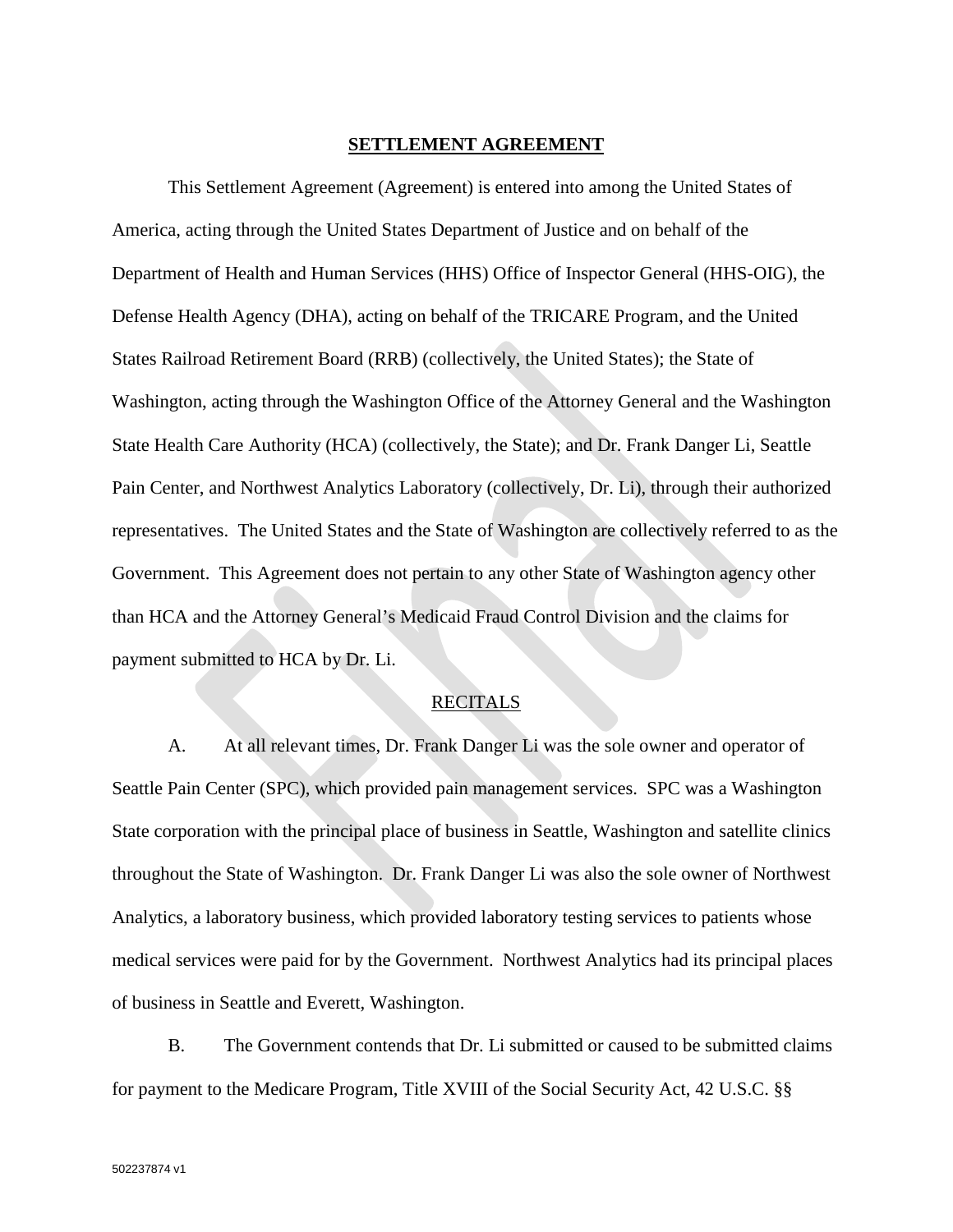# SETTLEMENT AGREEMENT

This Settlement Agreement (Agreement) is entered into among the United States of America, acting through the United States Department of Justice and on behalf of the Department of Health and Human Services (HHS) Office of Inspector General (HHS-OIG), the Defense Health Agency (DHA), acting on behalf of the TRICARE Program, and the United States Railroad Retirement Board (RRB) (collectively, the United States); the State of Washington, acting through the Washington Office of the Attorney General and the Washington State Health Care Authority (HCA) (collectively, the State); and Dr. Frank Danger Li, Seattle Pain Center, and Northwest Analytics Laboratory (collectively, Dr. Li), through their authorized representatives. The United States and the State of Washington are collectively referred to as the Government. This Agreement does not pertain to any other State of Washington agency other than HCA and the Attorney General's Medicaid Fraud Control Division and the claims for payment submitted to HCA by Dr. Li.

## RECITALS

A. At all relevant times, Dr. Frank Danger Li was the sole owner and operator of Seattle Pain Center (SPC), which provided pain management services. SPC was a Washington State corporation with the principal place of business in Seattle, Washington and satellite clinics throughout the State of Washington. Dr. Frank Danger Li was also the sole owner of Northwest Analytics, a laboratory business, which provided laboratory testing services to patients whose medical services were paid for by the Government. Northwest Analytics had its principal places of business in Seattle and Everett, Washington.

B. The Government contends that Dr. Li submitted or caused to be submitted claims for payment to the Medicare Program, Title XVIII of the Social Security Act, 42 U.S.C. §§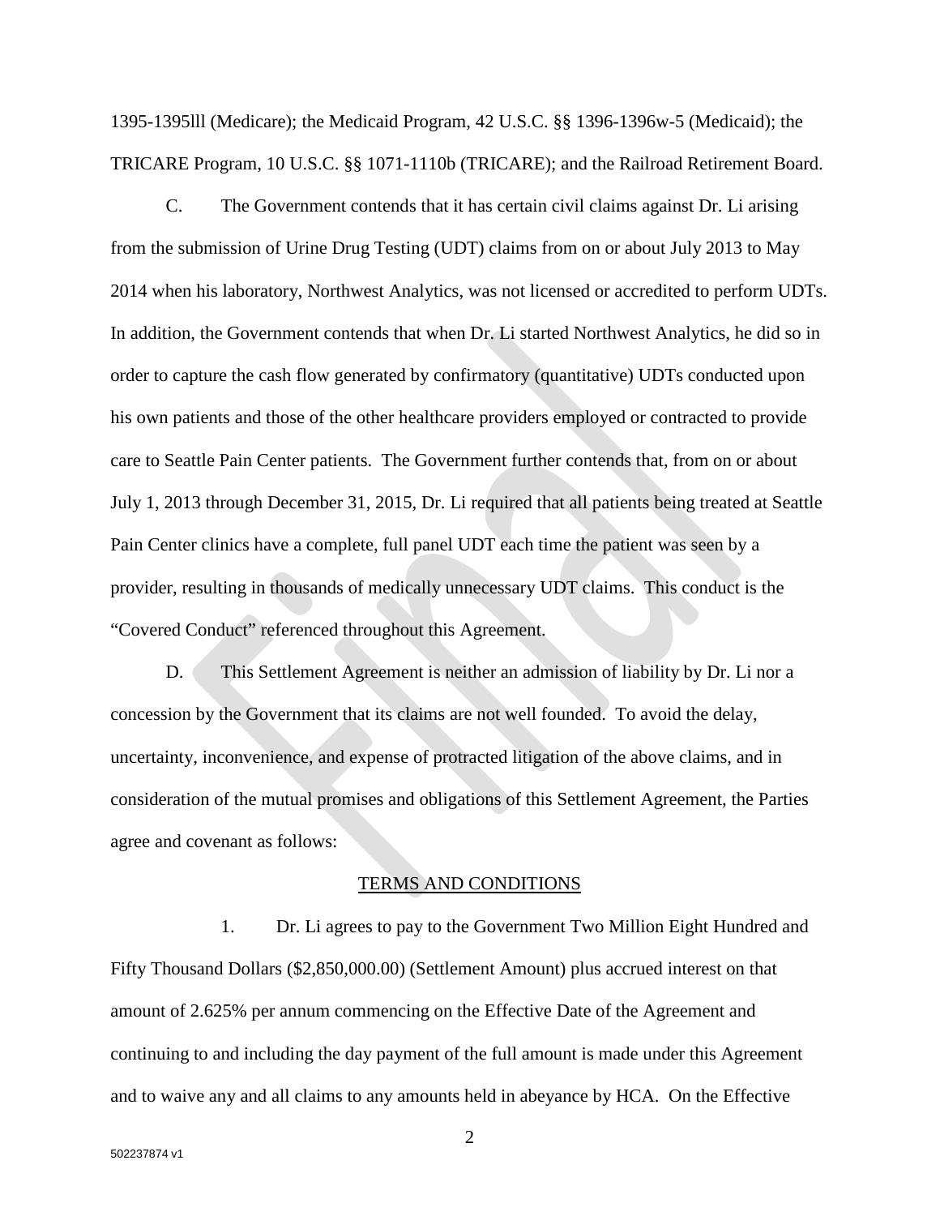1395-1395lll (Medicare); the Medicaid Program, 42 U.S.C. §§ 1396-1396w-5 (Medicaid); the TRICARE Program, 10 U.S.C. §§ 1071-1110b (TRICARE); and the Railroad Retirement Board.

C. The Government contends that it has certain civil claims against Dr. Li arising from the submission of Urine Drug Testing (UDT) claims from on or about July 2013 to May 2014 when his laboratory, Northwest Analytics, was not licensed or accredited to perform UDTs. In addition, the Government contends that when Dr. Li started Northwest Analytics, he did so in order to capture the cash flow generated by confirmatory (quantitative) UDTs conducted upon his own patients and those of the other healthcare providers employed or contracted to provide care to Seattle Pain Center patients. The Government further contends that, from on or about July 1, 2013 through December 31, 2015, Dr. Li required that all patients being treated at Seattle Pain Center clinics have a complete, full panel UDT each time the patient was seen by a provider, resulting in thousands of medically unnecessary UDT claims. This conduct is the "Covered Conduct" referenced throughout this Agreement.

D. This Settlement Agreement is neither an admission of liability by Dr. Li nor a concession by the Government that its claims are not well founded. To avoid the delay, uncertainty, inconvenience, and expense of protracted litigation of the above claims, and in consideration of the mutual promises and obligations of this Settlement Agreement, the Parties agree and covenant as follows:

## TERMS AND CONDITIONS

1. Dr. Li agrees to pay to the Government Two Million Eight Hundred and Fifty Thousand Dollars ($2,850,000.00) (Settlement Amount) plus accrued interest on that amount of 2.625% per annum commencing on the Effective Date of the Agreement and continuing to and including the day payment of the full amount is made under this Agreement and to waive any and all claims to any amounts held in abeyance by HCA. On the Effective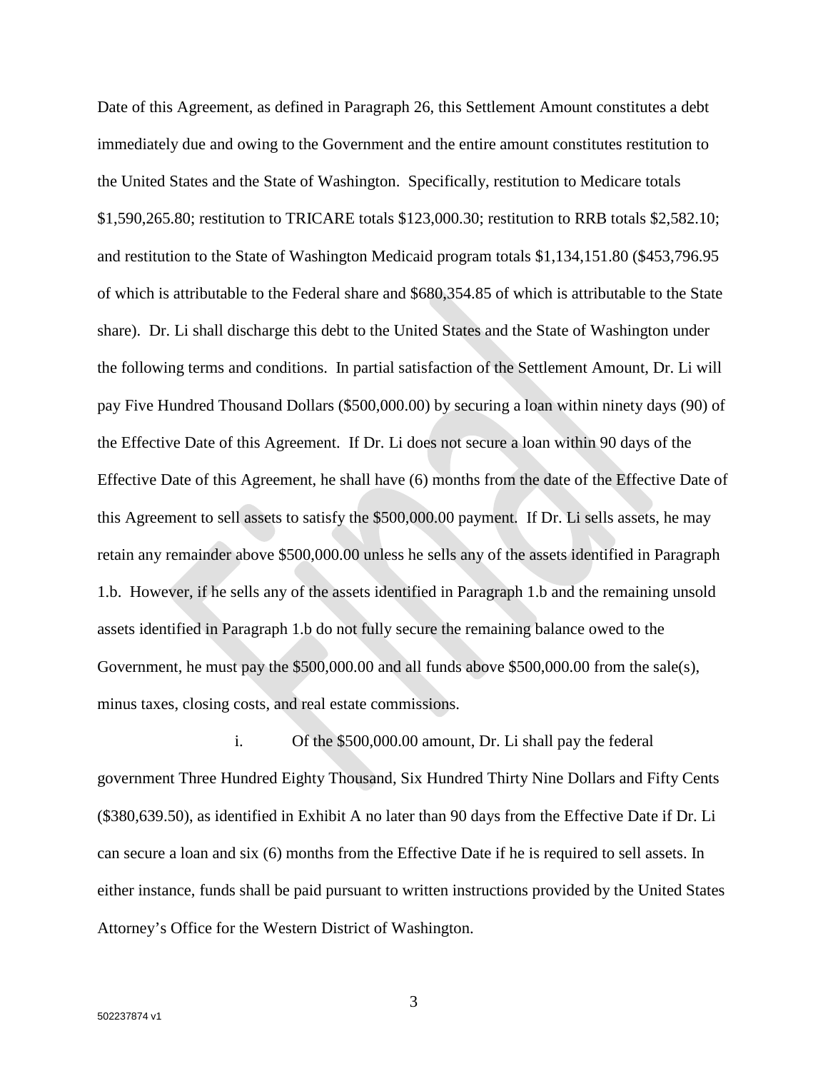Date of this Agreement, as defined in Paragraph 26, this Settlement Amount constitutes a debt immediately due and owing to the Government and the entire amount constitutes restitution to the United States and the State of Washington. Specifically, restitution to Medicare totals $1,590,265.80; restitution to TRICARE totals $123,000.30; restitution to RRB totals $2,582.10; and restitution to the State of Washington Medicaid program totals $1,134,151.80 ($453,796.95 of which is attributable to the Federal share and $680,354.85 of which is attributable to the State share). Dr. Li shall discharge this debt to the United States and the State of Washington under the following terms and conditions. In partial satisfaction of the Settlement Amount, Dr. Li will pay Five Hundred Thousand Dollars ($500,000.00) by securing a loan within ninety days (90) of the Effective Date of this Agreement. If Dr. Li does not secure a loan within 90 days of the Effective Date of this Agreement, he shall have (6) months from the date of the Effective Date of this Agreement to sell assets to satisfy the $500,000.00 payment. If Dr. Li sells assets, he may retain any remainder above $500,000.00 unless he sells any of the assets identified in Paragraph 1.b. However, if he sells any of the assets identified in Paragraph 1.b and the remaining unsold assets identified in Paragraph 1.b do not fully secure the remaining balance owed to the Government, he must pay the $500,000.00 and all funds above $500,000.00 from the sale(s), minus taxes, closing costs, and real estate commissions.

i. Of the $500,000.00 amount, Dr. Li shall pay the federal government Three Hundred Eighty Thousand, Six Hundred Thirty Nine Dollars and Fifty Cents ($380,639.50), as identified in Exhibit A no later than 90 days from the Effective Date if Dr. Li can secure a loan and six (6) months from the Effective Date if he is required to sell assets. In either instance, funds shall be paid pursuant to written instructions provided by the United States Attorney's Office for the Western District of Washington.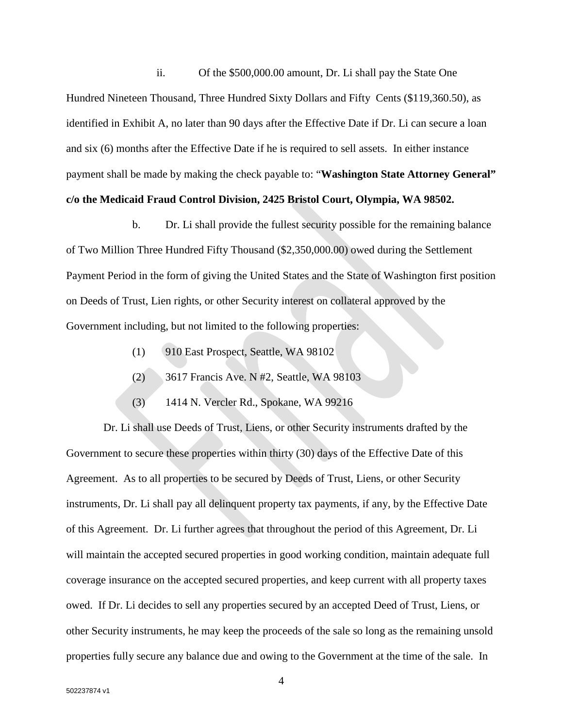ii. Of the $500,000.00 amount, Dr. Li shall pay the State One Hundred Nineteen Thousand, Three Hundred Sixty Dollars and Fifty Cents ($119,360.50), as identified in Exhibit A, no later than 90 days after the Effective Date if Dr. Li can secure a loan and six (6) months after the Effective Date if he is required to sell assets. In either instance payment shall be made by making the check payable to: "**Washington State Attorney General" c/o the Medicaid Fraud Control Division, 2425 Bristol Court, Olympia, WA 98502.**

b. Dr. Li shall provide the fullest security possible for the remaining balance of Two Million Three Hundred Fifty Thousand ($2,350,000.00) owed during the Settlement Payment Period in the form of giving the United States and the State of Washington first position on Deeds of Trust, Lien rights, or other Security interest on collateral approved by the Government including, but not limited to the following properties:

(1) 910 East Prospect, Seattle, WA 98102

(2) 3617 Francis Ave. N #2, Seattle, WA 98103

(3) 1414 N. Vercler Rd., Spokane, WA 99216

Dr. Li shall use Deeds of Trust, Liens, or other Security instruments drafted by the Government to secure these properties within thirty (30) days of the Effective Date of this Agreement. As to all properties to be secured by Deeds of Trust, Liens, or other Security instruments, Dr. Li shall pay all delinquent property tax payments, if any, by the Effective Date of this Agreement. Dr. Li further agrees that throughout the period of this Agreement, Dr. Li will maintain the accepted secured properties in good working condition, maintain adequate full coverage insurance on the accepted secured properties, and keep current with all property taxes owed. If Dr. Li decides to sell any properties secured by an accepted Deed of Trust, Liens, or other Security instruments, he may keep the proceeds of the sale so long as the remaining unsold properties fully secure any balance due and owing to the Government at the time of the sale. In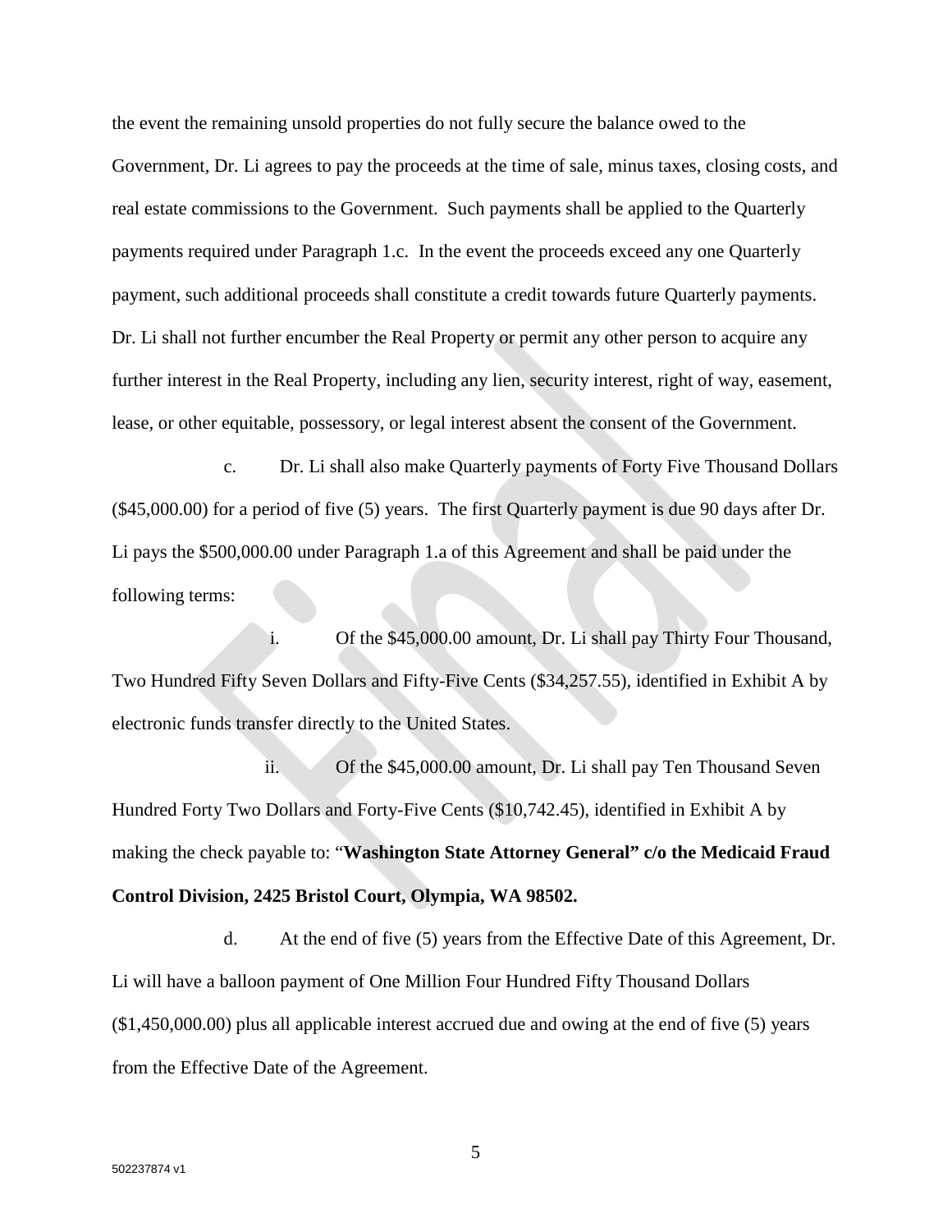the event the remaining unsold properties do not fully secure the balance owed to the Government, Dr. Li agrees to pay the proceeds at the time of sale, minus taxes, closing costs, and real estate commissions to the Government. Such payments shall be applied to the Quarterly payments required under Paragraph 1.c. In the event the proceeds exceed any one Quarterly payment, such additional proceeds shall constitute a credit towards future Quarterly payments. Dr. Li shall not further encumber the Real Property or permit any other person to acquire any further interest in the Real Property, including any lien, security interest, right of way, easement, lease, or other equitable, possessory, or legal interest absent the consent of the Government.

c. Dr. Li shall also make Quarterly payments of Forty Five Thousand Dollars ($45,000.00) for a period of five (5) years. The first Quarterly payment is due 90 days after Dr. Li pays the $500,000.00 under Paragraph 1.a of this Agreement and shall be paid under the following terms:

i. Of the $45,000.00 amount, Dr. Li shall pay Thirty Four Thousand, Two Hundred Fifty Seven Dollars and Fifty-Five Cents ($34,257.55), identified in Exhibit A by electronic funds transfer directly to the United States.

ii. Of the $45,000.00 amount, Dr. Li shall pay Ten Thousand Seven Hundred Forty Two Dollars and Forty-Five Cents ($10,742.45), identified in Exhibit A by making the check payable to: "**Washington State Attorney General" c/o the Medicaid Fraud Control Division, 2425 Bristol Court, Olympia, WA 98502.**

d. At the end of five (5) years from the Effective Date of this Agreement, Dr. Li will have a balloon payment of One Million Four Hundred Fifty Thousand Dollars ($1,450,000.00) plus all applicable interest accrued due and owing at the end of five (5) years from the Effective Date of the Agreement.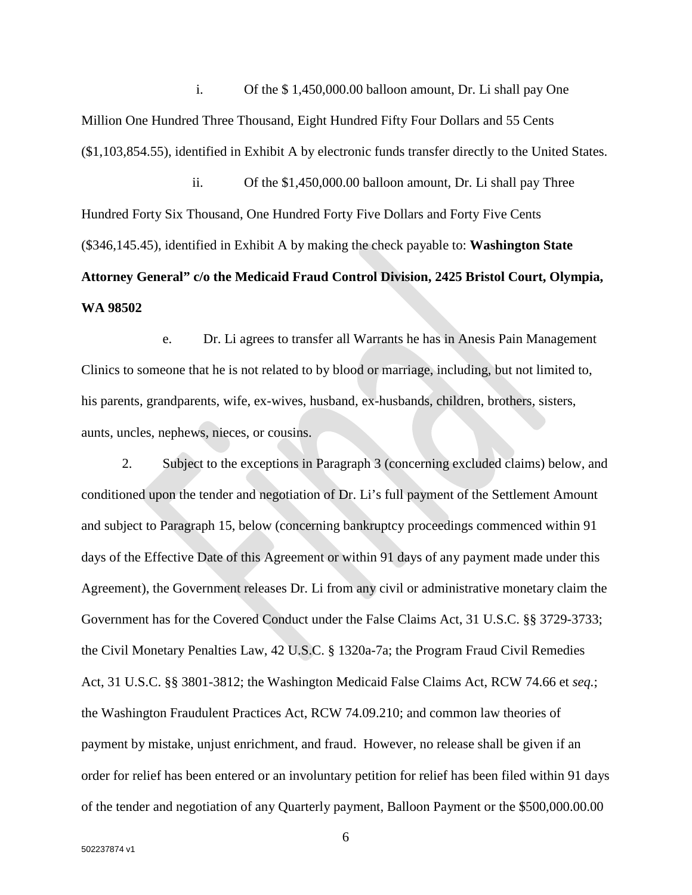i. Of the $ 1,450,000.00 balloon amount, Dr. Li shall pay One Million One Hundred Three Thousand, Eight Hundred Fifty Four Dollars and 55 Cents ($1,103,854.55), identified in Exhibit A by electronic funds transfer directly to the United States.

ii. Of the $1,450,000.00 balloon amount, Dr. Li shall pay Three Hundred Forty Six Thousand, One Hundred Forty Five Dollars and Forty Five Cents ($346,145.45), identified in Exhibit A by making the check payable to: **Washington State Attorney General" c/o the Medicaid Fraud Control Division, 2425 Bristol Court, Olympia, WA 98502**

e. Dr. Li agrees to transfer all Warrants he has in Anesis Pain Management Clinics to someone that he is not related to by blood or marriage, including, but not limited to, his parents, grandparents, wife, ex-wives, husband, ex-husbands, children, brothers, sisters, aunts, uncles, nephews, nieces, or cousins.

2. Subject to the exceptions in Paragraph 3 (concerning excluded claims) below, and conditioned upon the tender and negotiation of Dr. Li's full payment of the Settlement Amount and subject to Paragraph 15, below (concerning bankruptcy proceedings commenced within 91 days of the Effective Date of this Agreement or within 91 days of any payment made under this Agreement), the Government releases Dr. Li from any civil or administrative monetary claim the Government has for the Covered Conduct under the False Claims Act, 31 U.S.C. §§ 3729-3733; the Civil Monetary Penalties Law, 42 U.S.C. § 1320a-7a; the Program Fraud Civil Remedies Act, 31 U.S.C. §§ 3801-3812; the Washington Medicaid False Claims Act, RCW 74.66 et *seq.*; the Washington Fraudulent Practices Act, RCW 74.09.210; and common law theories of payment by mistake, unjust enrichment, and fraud. However, no release shall be given if an order for relief has been entered or an involuntary petition for relief has been filed within 91 days of the tender and negotiation of any Quarterly payment, Balloon Payment or the $500,000.00.00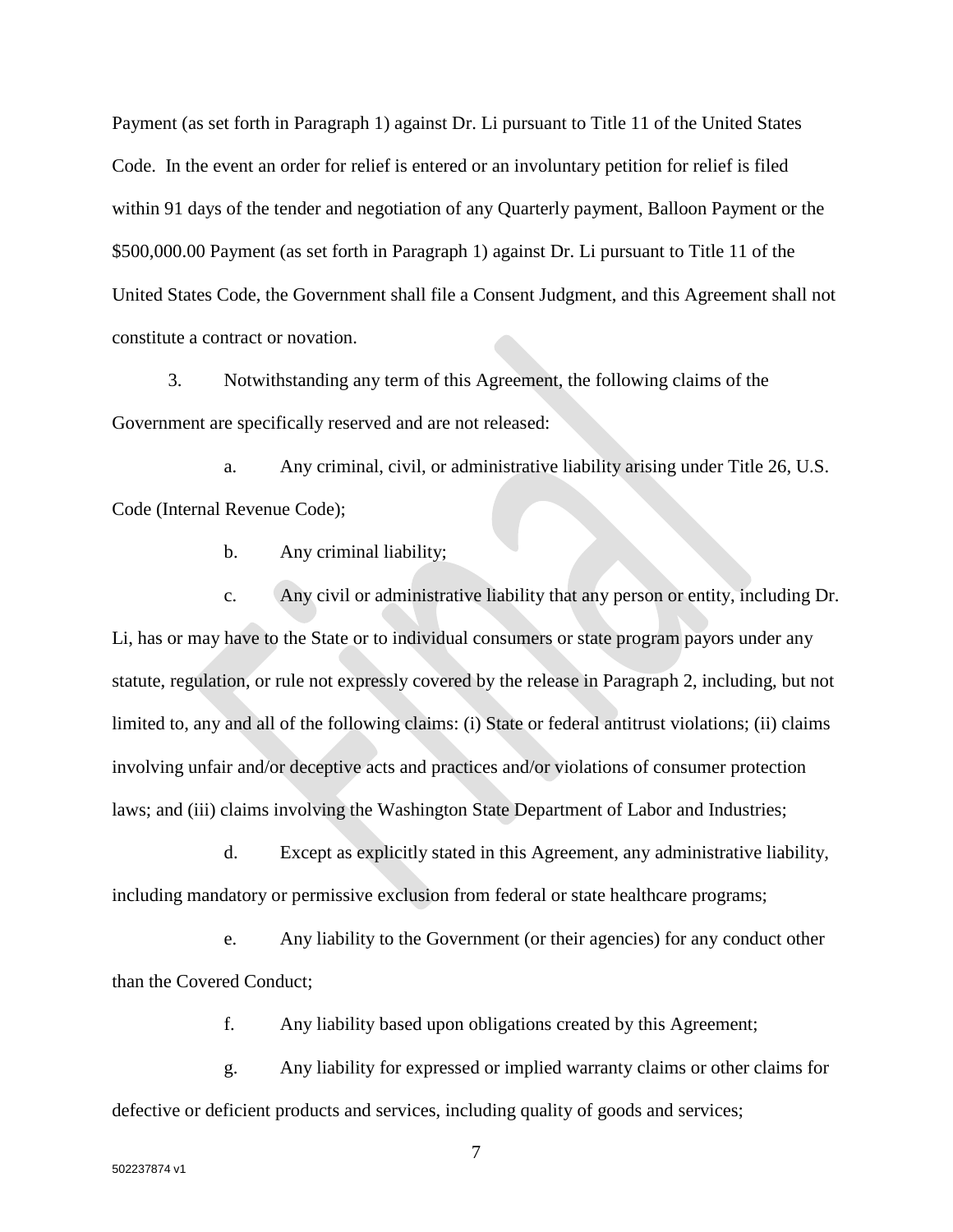Payment (as set forth in Paragraph 1) against Dr. Li pursuant to Title 11 of the United States Code. In the event an order for relief is entered or an involuntary petition for relief is filed within 91 days of the tender and negotiation of any Quarterly payment, Balloon Payment or the $500,000.00 Payment (as set forth in Paragraph 1) against Dr. Li pursuant to Title 11 of the United States Code, the Government shall file a Consent Judgment, and this Agreement shall not constitute a contract or novation.

3. Notwithstanding any term of this Agreement, the following claims of the Government are specifically reserved and are not released:

a. Any criminal, civil, or administrative liability arising under Title 26, U.S. Code (Internal Revenue Code);

b. Any criminal liability;

c. Any civil or administrative liability that any person or entity, including Dr. Li, has or may have to the State or to individual consumers or state program payors under any statute, regulation, or rule not expressly covered by the release in Paragraph 2, including, but not limited to, any and all of the following claims: (i) State or federal antitrust violations; (ii) claims involving unfair and/or deceptive acts and practices and/or violations of consumer protection laws; and (iii) claims involving the Washington State Department of Labor and Industries;

d. Except as explicitly stated in this Agreement, any administrative liability, including mandatory or permissive exclusion from federal or state healthcare programs;

e. Any liability to the Government (or their agencies) for any conduct other than the Covered Conduct;

f. Any liability based upon obligations created by this Agreement;

g. Any liability for expressed or implied warranty claims or other claims for defective or deficient products and services, including quality of goods and services;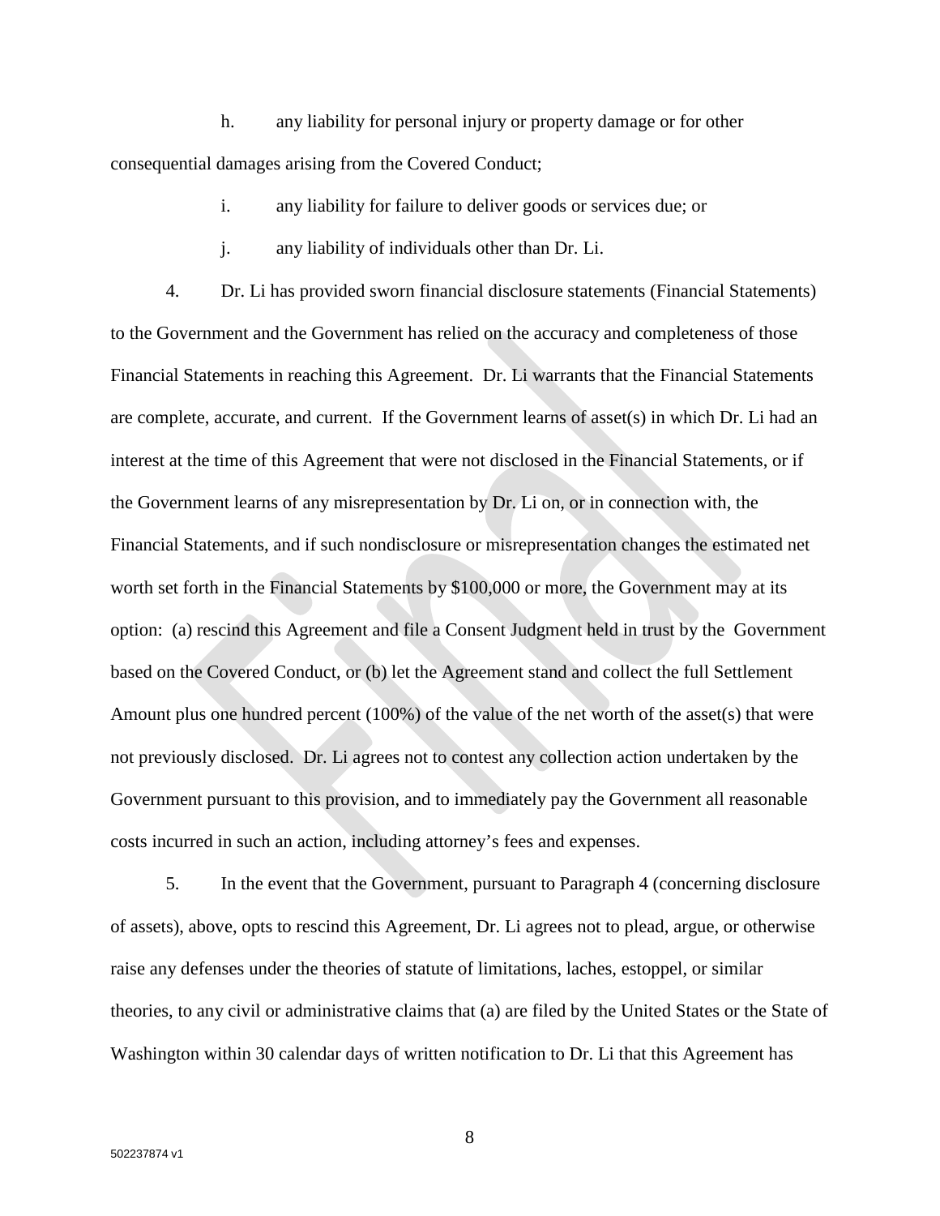h. any liability for personal injury or property damage or for other consequential damages arising from the Covered Conduct;

i. any liability for failure to deliver goods or services due; or

j. any liability of individuals other than Dr. Li.

4. Dr. Li has provided sworn financial disclosure statements (Financial Statements) to the Government and the Government has relied on the accuracy and completeness of those Financial Statements in reaching this Agreement. Dr. Li warrants that the Financial Statements are complete, accurate, and current. If the Government learns of asset(s) in which Dr. Li had an interest at the time of this Agreement that were not disclosed in the Financial Statements, or if the Government learns of any misrepresentation by Dr. Li on, or in connection with, the Financial Statements, and if such nondisclosure or misrepresentation changes the estimated net worth set forth in the Financial Statements by $100,000 or more, the Government may at its option: (a) rescind this Agreement and file a Consent Judgment held in trust by the Government based on the Covered Conduct, or (b) let the Agreement stand and collect the full Settlement Amount plus one hundred percent (100%) of the value of the net worth of the asset(s) that were not previously disclosed. Dr. Li agrees not to contest any collection action undertaken by the Government pursuant to this provision, and to immediately pay the Government all reasonable costs incurred in such an action, including attorney's fees and expenses.

5. In the event that the Government, pursuant to Paragraph 4 (concerning disclosure of assets), above, opts to rescind this Agreement, Dr. Li agrees not to plead, argue, or otherwise raise any defenses under the theories of statute of limitations, laches, estoppel, or similar theories, to any civil or administrative claims that (a) are filed by the United States or the State of Washington within 30 calendar days of written notification to Dr. Li that this Agreement has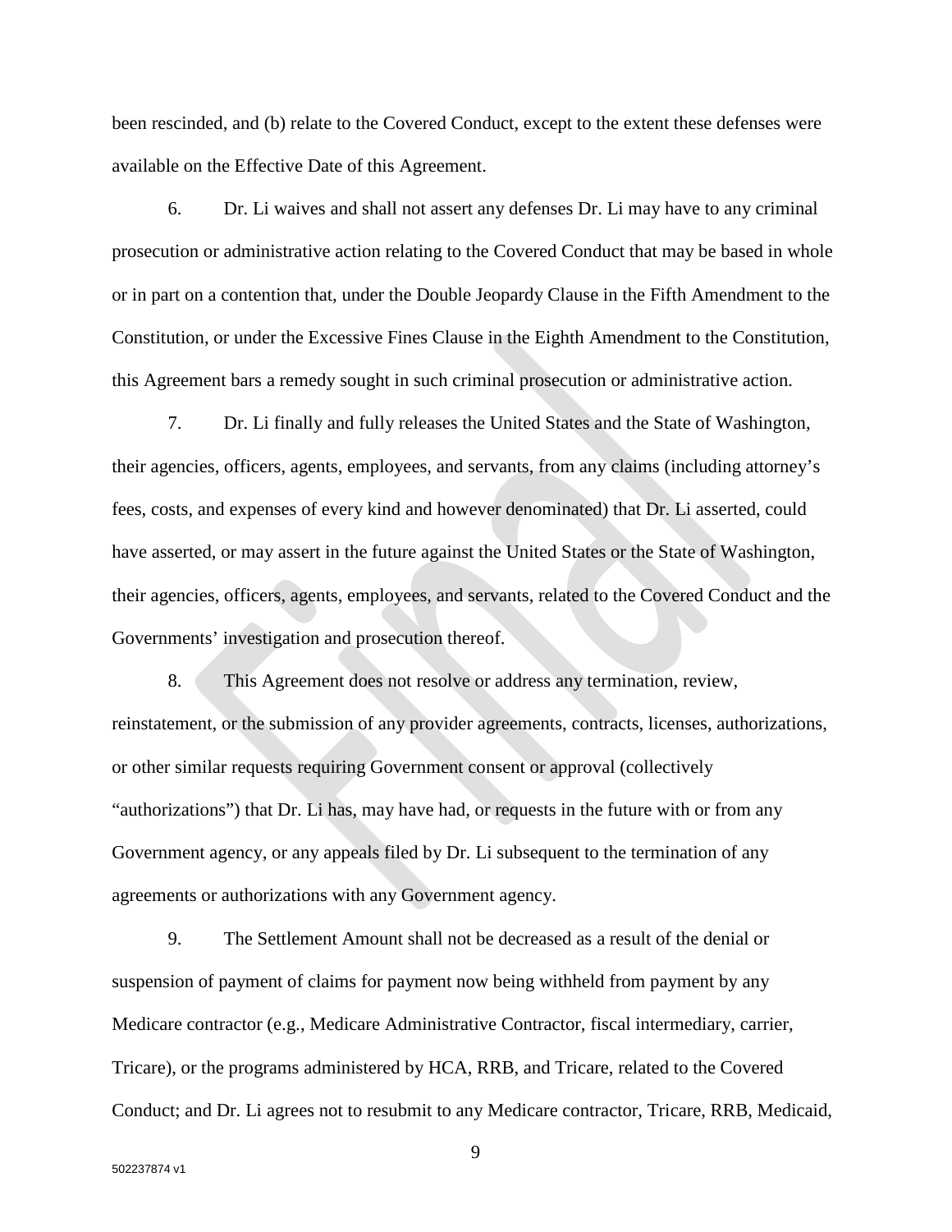been rescinded, and (b) relate to the Covered Conduct, except to the extent these defenses were available on the Effective Date of this Agreement.

6. Dr. Li waives and shall not assert any defenses Dr. Li may have to any criminal prosecution or administrative action relating to the Covered Conduct that may be based in whole or in part on a contention that, under the Double Jeopardy Clause in the Fifth Amendment to the Constitution, or under the Excessive Fines Clause in the Eighth Amendment to the Constitution, this Agreement bars a remedy sought in such criminal prosecution or administrative action.

7. Dr. Li finally and fully releases the United States and the State of Washington, their agencies, officers, agents, employees, and servants, from any claims (including attorney's fees, costs, and expenses of every kind and however denominated) that Dr. Li asserted, could have asserted, or may assert in the future against the United States or the State of Washington, their agencies, officers, agents, employees, and servants, related to the Covered Conduct and the Governments' investigation and prosecution thereof.

8. This Agreement does not resolve or address any termination, review, reinstatement, or the submission of any provider agreements, contracts, licenses, authorizations, or other similar requests requiring Government consent or approval (collectively "authorizations") that Dr. Li has, may have had, or requests in the future with or from any Government agency, or any appeals filed by Dr. Li subsequent to the termination of any agreements or authorizations with any Government agency.

9. The Settlement Amount shall not be decreased as a result of the denial or suspension of payment of claims for payment now being withheld from payment by any Medicare contractor (e.g., Medicare Administrative Contractor, fiscal intermediary, carrier, Tricare), or the programs administered by HCA, RRB, and Tricare, related to the Covered Conduct; and Dr. Li agrees not to resubmit to any Medicare contractor, Tricare, RRB, Medicaid,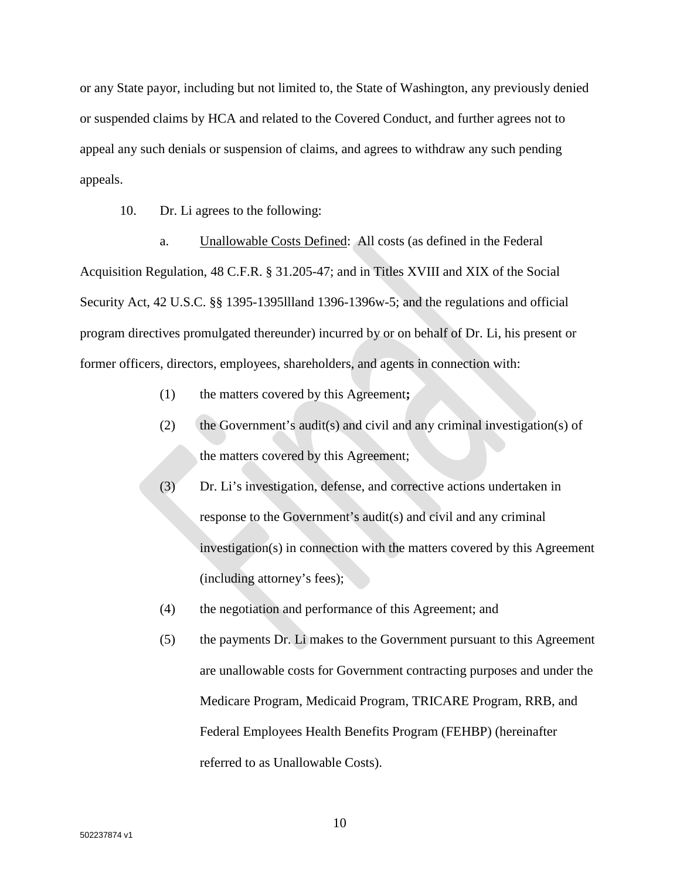or any State payor, including but not limited to, the State of Washington, any previously denied or suspended claims by HCA and related to the Covered Conduct, and further agrees not to appeal any such denials or suspension of claims, and agrees to withdraw any such pending appeals.

10. Dr. Li agrees to the following:

a. Unallowable Costs Defined: All costs (as defined in the Federal Acquisition Regulation, 48 C.F.R. § 31.205-47; and in Titles XVIII and XIX of the Social Security Act, 42 U.S.C. §§ 1395-1395llland 1396-1396w-5; and the regulations and official program directives promulgated thereunder) incurred by or on behalf of Dr. Li, his present or former officers, directors, employees, shareholders, and agents in connection with:

(1) the matters covered by this Agreement**;**

(2) the Government's audit(s) and civil and any criminal investigation(s) of the matters covered by this Agreement;

(3) Dr. Li's investigation, defense, and corrective actions undertaken in response to the Government's audit(s) and civil and any criminal investigation(s) in connection with the matters covered by this Agreement (including attorney's fees);

(4) the negotiation and performance of this Agreement; and

(5) the payments Dr. Li makes to the Government pursuant to this Agreement are unallowable costs for Government contracting purposes and under the Medicare Program, Medicaid Program, TRICARE Program, RRB, and Federal Employees Health Benefits Program (FEHBP) (hereinafter referred to as Unallowable Costs).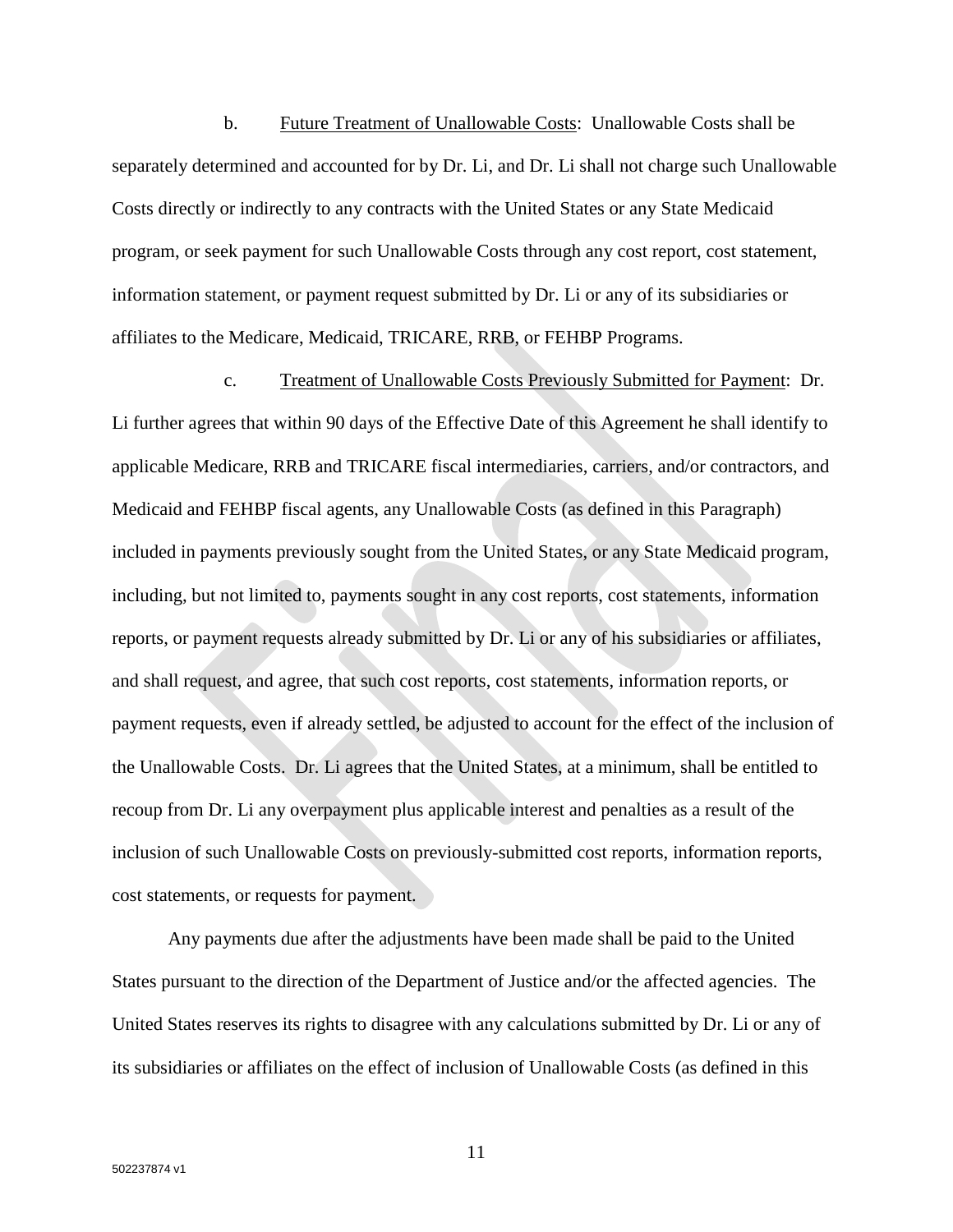b. Future Treatment of Unallowable Costs: Unallowable Costs shall be separately determined and accounted for by Dr. Li, and Dr. Li shall not charge such Unallowable Costs directly or indirectly to any contracts with the United States or any State Medicaid program, or seek payment for such Unallowable Costs through any cost report, cost statement, information statement, or payment request submitted by Dr. Li or any of its subsidiaries or affiliates to the Medicare, Medicaid, TRICARE, RRB, or FEHBP Programs.

c. Treatment of Unallowable Costs Previously Submitted for Payment: Dr. Li further agrees that within 90 days of the Effective Date of this Agreement he shall identify to applicable Medicare, RRB and TRICARE fiscal intermediaries, carriers, and/or contractors, and Medicaid and FEHBP fiscal agents, any Unallowable Costs (as defined in this Paragraph) included in payments previously sought from the United States, or any State Medicaid program, including, but not limited to, payments sought in any cost reports, cost statements, information reports, or payment requests already submitted by Dr. Li or any of his subsidiaries or affiliates, and shall request, and agree, that such cost reports, cost statements, information reports, or payment requests, even if already settled, be adjusted to account for the effect of the inclusion of the Unallowable Costs. Dr. Li agrees that the United States, at a minimum, shall be entitled to recoup from Dr. Li any overpayment plus applicable interest and penalties as a result of the inclusion of such Unallowable Costs on previously-submitted cost reports, information reports, cost statements, or requests for payment.

Any payments due after the adjustments have been made shall be paid to the United States pursuant to the direction of the Department of Justice and/or the affected agencies. The United States reserves its rights to disagree with any calculations submitted by Dr. Li or any of its subsidiaries or affiliates on the effect of inclusion of Unallowable Costs (as defined in this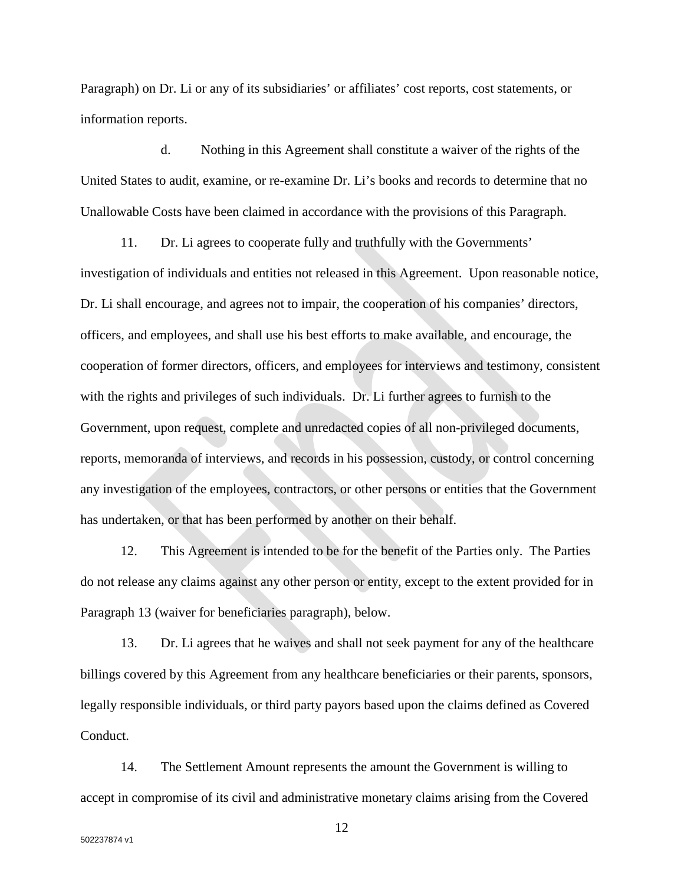Paragraph) on Dr. Li or any of its subsidiaries' or affiliates' cost reports, cost statements, or information reports.

d. Nothing in this Agreement shall constitute a waiver of the rights of the United States to audit, examine, or re-examine Dr. Li's books and records to determine that no Unallowable Costs have been claimed in accordance with the provisions of this Paragraph.

11. Dr. Li agrees to cooperate fully and truthfully with the Governments' investigation of individuals and entities not released in this Agreement. Upon reasonable notice, Dr. Li shall encourage, and agrees not to impair, the cooperation of his companies' directors, officers, and employees, and shall use his best efforts to make available, and encourage, the cooperation of former directors, officers, and employees for interviews and testimony, consistent with the rights and privileges of such individuals. Dr. Li further agrees to furnish to the Government, upon request, complete and unredacted copies of all non-privileged documents, reports, memoranda of interviews, and records in his possession, custody, or control concerning any investigation of the employees, contractors, or other persons or entities that the Government has undertaken, or that has been performed by another on their behalf.

12. This Agreement is intended to be for the benefit of the Parties only. The Parties do not release any claims against any other person or entity, except to the extent provided for in Paragraph 13 (waiver for beneficiaries paragraph), below.

13. Dr. Li agrees that he waives and shall not seek payment for any of the healthcare billings covered by this Agreement from any healthcare beneficiaries or their parents, sponsors, legally responsible individuals, or third party payors based upon the claims defined as Covered Conduct.

14. The Settlement Amount represents the amount the Government is willing to accept in compromise of its civil and administrative monetary claims arising from the Covered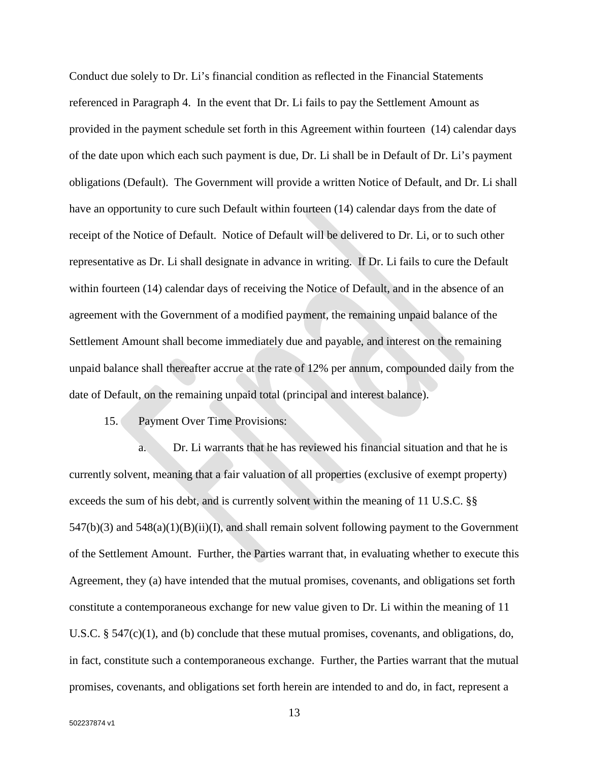Conduct due solely to Dr. Li's financial condition as reflected in the Financial Statements referenced in Paragraph 4. In the event that Dr. Li fails to pay the Settlement Amount as provided in the payment schedule set forth in this Agreement within fourteen (14) calendar days of the date upon which each such payment is due, Dr. Li shall be in Default of Dr. Li's payment obligations (Default). The Government will provide a written Notice of Default, and Dr. Li shall have an opportunity to cure such Default within fourteen (14) calendar days from the date of receipt of the Notice of Default. Notice of Default will be delivered to Dr. Li, or to such other representative as Dr. Li shall designate in advance in writing. If Dr. Li fails to cure the Default within fourteen (14) calendar days of receiving the Notice of Default, and in the absence of an agreement with the Government of a modified payment, the remaining unpaid balance of the Settlement Amount shall become immediately due and payable, and interest on the remaining unpaid balance shall thereafter accrue at the rate of 12% per annum, compounded daily from the date of Default, on the remaining unpaid total (principal and interest balance).

15. Payment Over Time Provisions:

a. Dr. Li warrants that he has reviewed his financial situation and that he is currently solvent, meaning that a fair valuation of all properties (exclusive of exempt property) exceeds the sum of his debt, and is currently solvent within the meaning of 11 U.S.C. §§ 547(b)(3) and 548(a)(1)(B)(ii)(I), and shall remain solvent following payment to the Government of the Settlement Amount. Further, the Parties warrant that, in evaluating whether to execute this Agreement, they (a) have intended that the mutual promises, covenants, and obligations set forth constitute a contemporaneous exchange for new value given to Dr. Li within the meaning of 11 U.S.C. § 547(c)(1), and (b) conclude that these mutual promises, covenants, and obligations, do, in fact, constitute such a contemporaneous exchange. Further, the Parties warrant that the mutual promises, covenants, and obligations set forth herein are intended to and do, in fact, represent a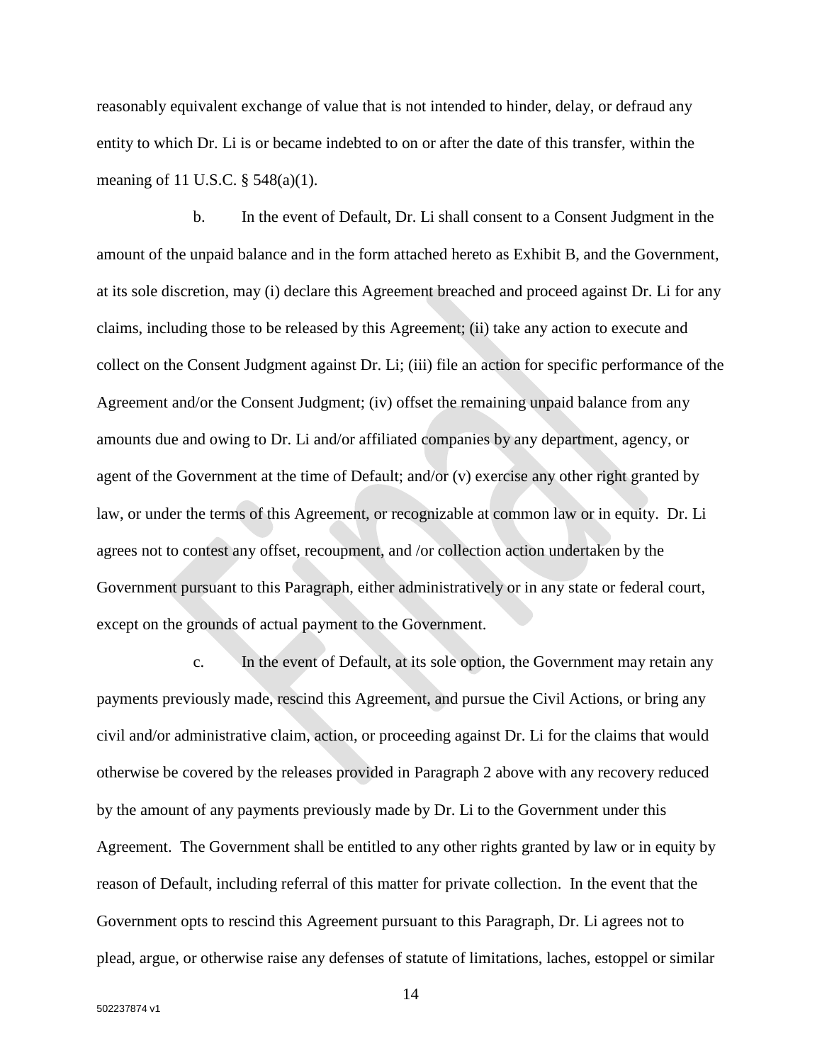reasonably equivalent exchange of value that is not intended to hinder, delay, or defraud any entity to which Dr. Li is or became indebted to on or after the date of this transfer, within the meaning of 11 U.S.C. § 548(a)(1).

b. In the event of Default, Dr. Li shall consent to a Consent Judgment in the amount of the unpaid balance and in the form attached hereto as Exhibit B, and the Government, at its sole discretion, may (i) declare this Agreement breached and proceed against Dr. Li for any claims, including those to be released by this Agreement; (ii) take any action to execute and collect on the Consent Judgment against Dr. Li; (iii) file an action for specific performance of the Agreement and/or the Consent Judgment; (iv) offset the remaining unpaid balance from any amounts due and owing to Dr. Li and/or affiliated companies by any department, agency, or agent of the Government at the time of Default; and/or (v) exercise any other right granted by law, or under the terms of this Agreement, or recognizable at common law or in equity. Dr. Li agrees not to contest any offset, recoupment, and /or collection action undertaken by the Government pursuant to this Paragraph, either administratively or in any state or federal court, except on the grounds of actual payment to the Government.

c. In the event of Default, at its sole option, the Government may retain any payments previously made, rescind this Agreement, and pursue the Civil Actions, or bring any civil and/or administrative claim, action, or proceeding against Dr. Li for the claims that would otherwise be covered by the releases provided in Paragraph 2 above with any recovery reduced by the amount of any payments previously made by Dr. Li to the Government under this Agreement. The Government shall be entitled to any other rights granted by law or in equity by reason of Default, including referral of this matter for private collection. In the event that the Government opts to rescind this Agreement pursuant to this Paragraph, Dr. Li agrees not to plead, argue, or otherwise raise any defenses of statute of limitations, laches, estoppel or similar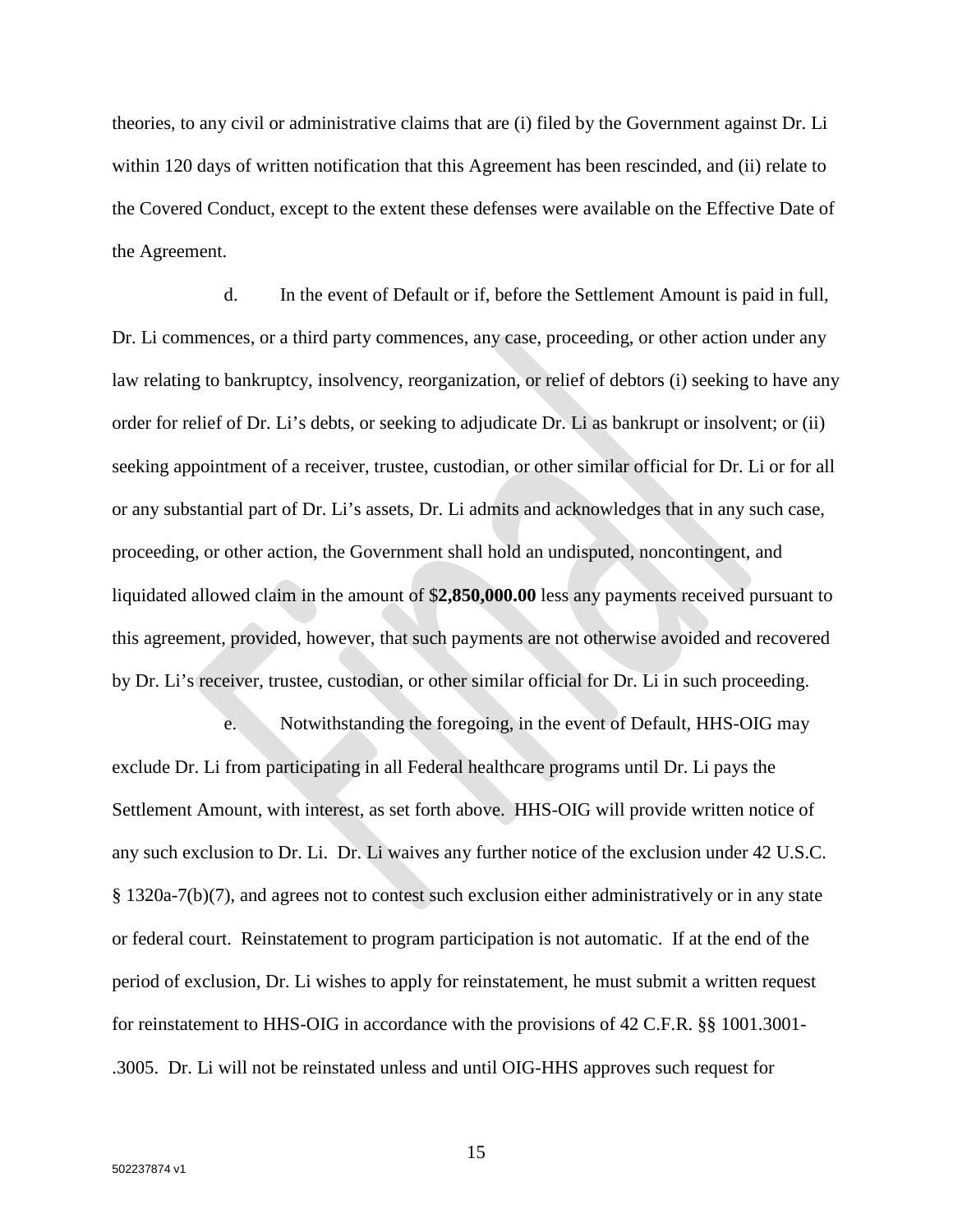theories, to any civil or administrative claims that are (i) filed by the Government against Dr. Li within 120 days of written notification that this Agreement has been rescinded, and (ii) relate to the Covered Conduct, except to the extent these defenses were available on the Effective Date of the Agreement.

d. In the event of Default or if, before the Settlement Amount is paid in full, Dr. Li commences, or a third party commences, any case, proceeding, or other action under any law relating to bankruptcy, insolvency, reorganization, or relief of debtors (i) seeking to have any order for relief of Dr. Li's debts, or seeking to adjudicate Dr. Li as bankrupt or insolvent; or (ii) seeking appointment of a receiver, trustee, custodian, or other similar official for Dr. Li or for all or any substantial part of Dr. Li's assets, Dr. Li admits and acknowledges that in any such case, proceeding, or other action, the Government shall hold an undisputed, noncontingent, and liquidated allowed claim in the amount of $**2,850,000.00** less any payments received pursuant to this agreement, provided, however, that such payments are not otherwise avoided and recovered by Dr. Li's receiver, trustee, custodian, or other similar official for Dr. Li in such proceeding.

e. Notwithstanding the foregoing, in the event of Default, HHS-OIG may exclude Dr. Li from participating in all Federal healthcare programs until Dr. Li pays the Settlement Amount, with interest, as set forth above. HHS-OIG will provide written notice of any such exclusion to Dr. Li. Dr. Li waives any further notice of the exclusion under 42 U.S.C. § 1320a-7(b)(7), and agrees not to contest such exclusion either administratively or in any state or federal court. Reinstatement to program participation is not automatic. If at the end of the period of exclusion, Dr. Li wishes to apply for reinstatement, he must submit a written request for reinstatement to HHS-OIG in accordance with the provisions of 42 C.F.R. §§ 1001.3001-.3005. Dr. Li will not be reinstated unless and until OIG-HHS approves such request for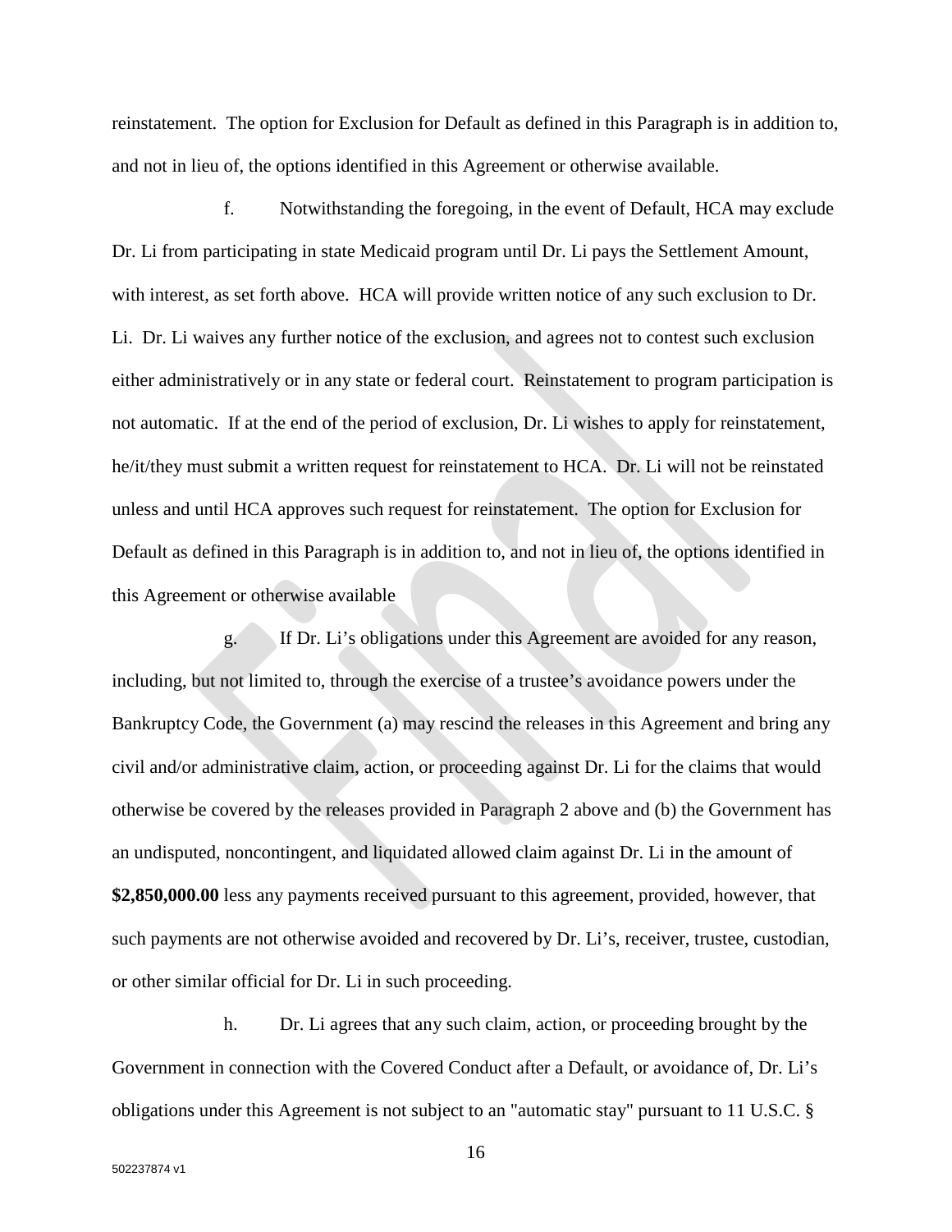reinstatement. The option for Exclusion for Default as defined in this Paragraph is in addition to, and not in lieu of, the options identified in this Agreement or otherwise available.

f. Notwithstanding the foregoing, in the event of Default, HCA may exclude Dr. Li from participating in state Medicaid program until Dr. Li pays the Settlement Amount, with interest, as set forth above. HCA will provide written notice of any such exclusion to Dr. Li. Dr. Li waives any further notice of the exclusion, and agrees not to contest such exclusion either administratively or in any state or federal court. Reinstatement to program participation is not automatic. If at the end of the period of exclusion, Dr. Li wishes to apply for reinstatement, he/it/they must submit a written request for reinstatement to HCA. Dr. Li will not be reinstated unless and until HCA approves such request for reinstatement. The option for Exclusion for Default as defined in this Paragraph is in addition to, and not in lieu of, the options identified in this Agreement or otherwise available

g. If Dr. Li's obligations under this Agreement are avoided for any reason, including, but not limited to, through the exercise of a trustee's avoidance powers under the Bankruptcy Code, the Government (a) may rescind the releases in this Agreement and bring any civil and/or administrative claim, action, or proceeding against Dr. Li for the claims that would otherwise be covered by the releases provided in Paragraph 2 above and (b) the Government has an undisputed, noncontingent, and liquidated allowed claim against Dr. Li in the amount of **$2,850,000.00** less any payments received pursuant to this agreement, provided, however, that such payments are not otherwise avoided and recovered by Dr. Li's, receiver, trustee, custodian, or other similar official for Dr. Li in such proceeding.

h. Dr. Li agrees that any such claim, action, or proceeding brought by the Government in connection with the Covered Conduct after a Default, or avoidance of, Dr. Li's obligations under this Agreement is not subject to an "automatic stay" pursuant to 11 U.S.C. §

502237874 v1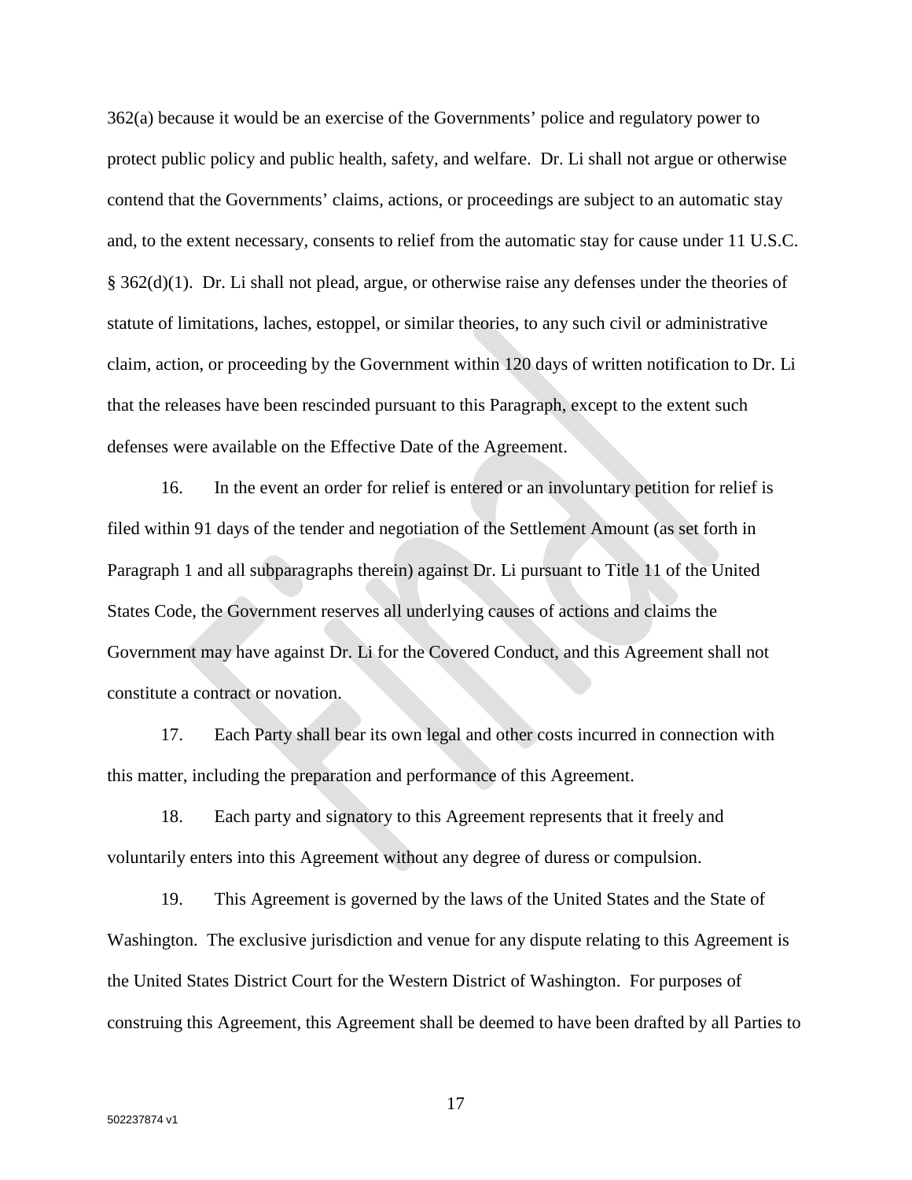362(a) because it would be an exercise of the Governments' police and regulatory power to protect public policy and public health, safety, and welfare. Dr. Li shall not argue or otherwise contend that the Governments' claims, actions, or proceedings are subject to an automatic stay and, to the extent necessary, consents to relief from the automatic stay for cause under 11 U.S.C. § 362(d)(1). Dr. Li shall not plead, argue, or otherwise raise any defenses under the theories of statute of limitations, laches, estoppel, or similar theories, to any such civil or administrative claim, action, or proceeding by the Government within 120 days of written notification to Dr. Li that the releases have been rescinded pursuant to this Paragraph, except to the extent such defenses were available on the Effective Date of the Agreement.

16. In the event an order for relief is entered or an involuntary petition for relief is filed within 91 days of the tender and negotiation of the Settlement Amount (as set forth in Paragraph 1 and all subparagraphs therein) against Dr. Li pursuant to Title 11 of the United States Code, the Government reserves all underlying causes of actions and claims the Government may have against Dr. Li for the Covered Conduct, and this Agreement shall not constitute a contract or novation.

17. Each Party shall bear its own legal and other costs incurred in connection with this matter, including the preparation and performance of this Agreement.

18. Each party and signatory to this Agreement represents that it freely and voluntarily enters into this Agreement without any degree of duress or compulsion.

19. This Agreement is governed by the laws of the United States and the State of Washington. The exclusive jurisdiction and venue for any dispute relating to this Agreement is the United States District Court for the Western District of Washington. For purposes of construing this Agreement, this Agreement shall be deemed to have been drafted by all Parties to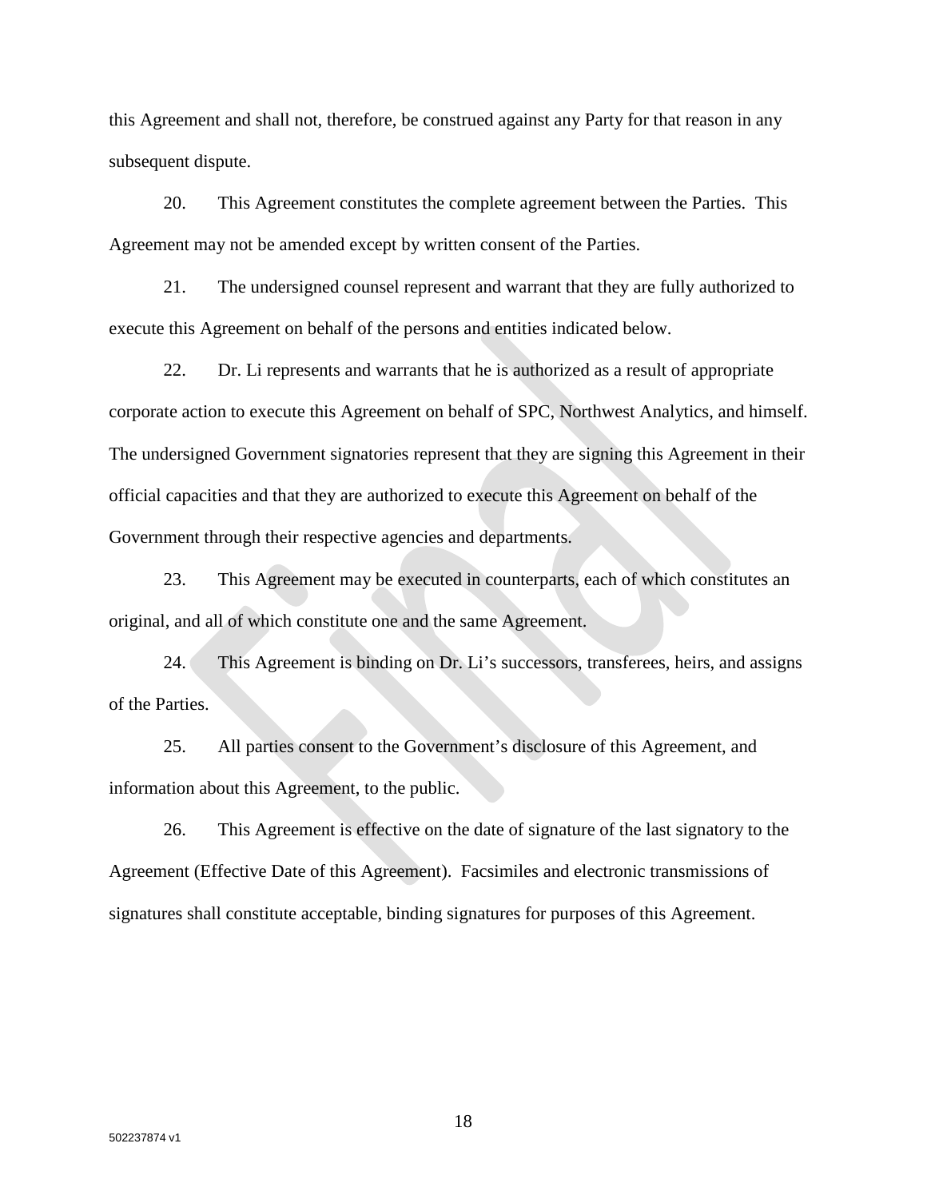this Agreement and shall not, therefore, be construed against any Party for that reason in any subsequent dispute.

20. This Agreement constitutes the complete agreement between the Parties. This Agreement may not be amended except by written consent of the Parties.

21. The undersigned counsel represent and warrant that they are fully authorized to execute this Agreement on behalf of the persons and entities indicated below.

22. Dr. Li represents and warrants that he is authorized as a result of appropriate corporate action to execute this Agreement on behalf of SPC, Northwest Analytics, and himself. The undersigned Government signatories represent that they are signing this Agreement in their official capacities and that they are authorized to execute this Agreement on behalf of the Government through their respective agencies and departments.

23. This Agreement may be executed in counterparts, each of which constitutes an original, and all of which constitute one and the same Agreement.

24. This Agreement is binding on Dr. Li's successors, transferees, heirs, and assigns of the Parties.

25. All parties consent to the Government's disclosure of this Agreement, and information about this Agreement, to the public.

26. This Agreement is effective on the date of signature of the last signatory to the Agreement (Effective Date of this Agreement). Facsimiles and electronic transmissions of signatures shall constitute acceptable, binding signatures for purposes of this Agreement.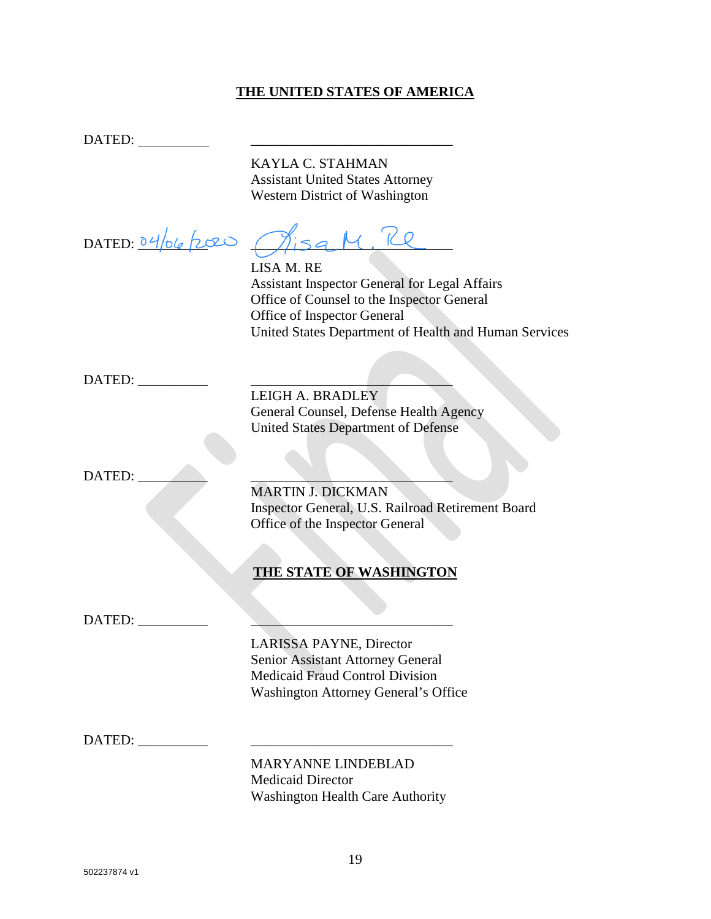**THE UNITED STATES OF AMERICA**

DATED: __________ ______________________________

KAYLA C. STAHMAN
Assistant United States Attorney
Western District of Washington

DATED: 04/06/2020 Lisa M. Re

LISA M. RE
Assistant Inspector General for Legal Affairs
Office of Counsel to the Inspector General
Office of Inspector General
United States Department of Health and Human Services

DATED: __________ ______________________________

LEIGH A. BRADLEY
General Counsel, Defense Health Agency
United States Department of Defense

DATED: __________ ______________________________

MARTIN J. DICKMAN
Inspector General, U.S. Railroad Retirement Board
Office of the Inspector General

**THE STATE OF WASHINGTON**

DATED: __________ ______________________________

LARISSA PAYNE, Director
Senior Assistant Attorney General
Medicaid Fraud Control Division
Washington Attorney General's Office

DATED: __________ ______________________________

MARYANNE LINDEBLAD
Medicaid Director
Washington Health Care Authority

502237874 v1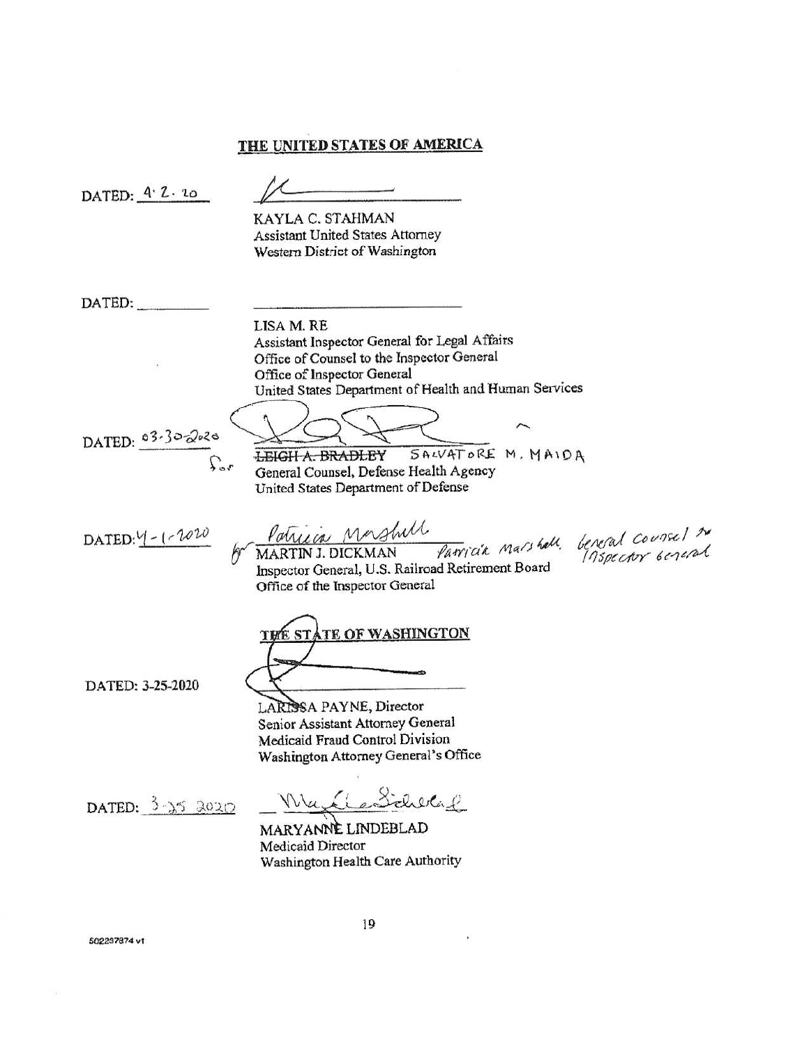**THE UNITED STATES OF AMERICA**

DATED: 4·2·20

KAYLA C. STAHMAN
Assistant United States Attorney
Western District of Washington

DATED: \_\_\_\_\_\_\_\_\_

LISA M. RE
Assistant Inspector General for Legal Affairs
Office of Counsel to the Inspector General
Office of Inspector General
United States Department of Health and Human Services

DATED: 03-30-2020

for ~~LEIGH A. BRADLEY~~ SALVATORE M. MAIDA
General Counsel, Defense Health Agency
United States Department of Defense

DATED: 4-1-2020

for Patricia Marshall
MARTIN J. DICKMAN Patricia Marshall, General Counsel to Inspector General
Inspector General, U.S. Railroad Retirement Board
Office of the Inspector General

**THE STATE OF WASHINGTON**

DATED: 3-25-2020

LARISSA PAYNE, Director
Senior Assistant Attorney General
Medicaid Fraud Control Division
Washington Attorney General's Office

DATED: 3-25-2020

MaryAnne Lindeblad
MARYANNE LINDEBLAD
Medicaid Director
Washington Health Care Authority

502237874 v1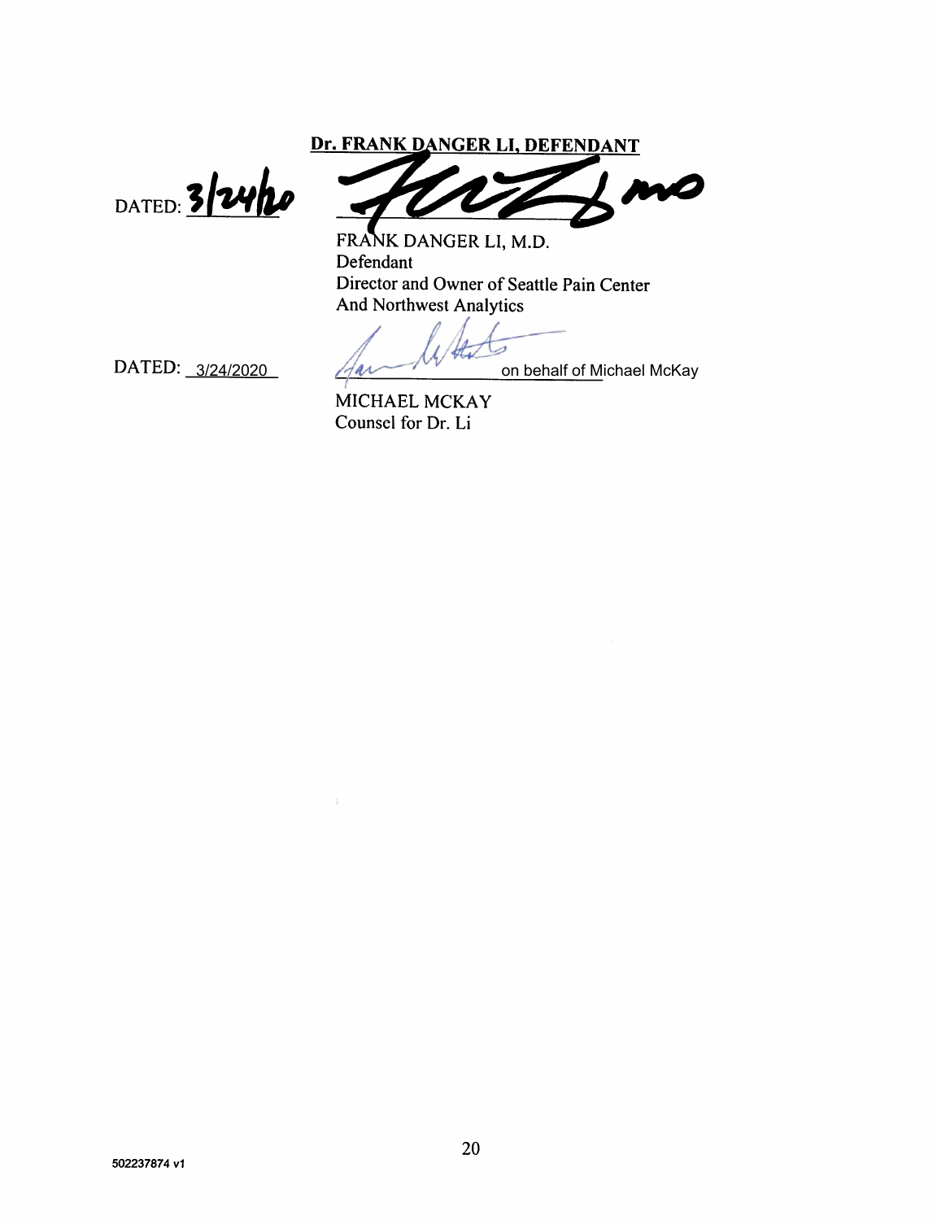**Dr. FRANK DANGER LI, DEFENDANT**

DATED: 3/24/20

FRANK DANGER LI, M.D.
Defendant
Director and Owner of Seattle Pain Center
And Northwest Analytics

DATED: 3/24/2020

on behalf of Michael McKay

MICHAEL MCKAY
Counsel for Dr. Li

502237874 v1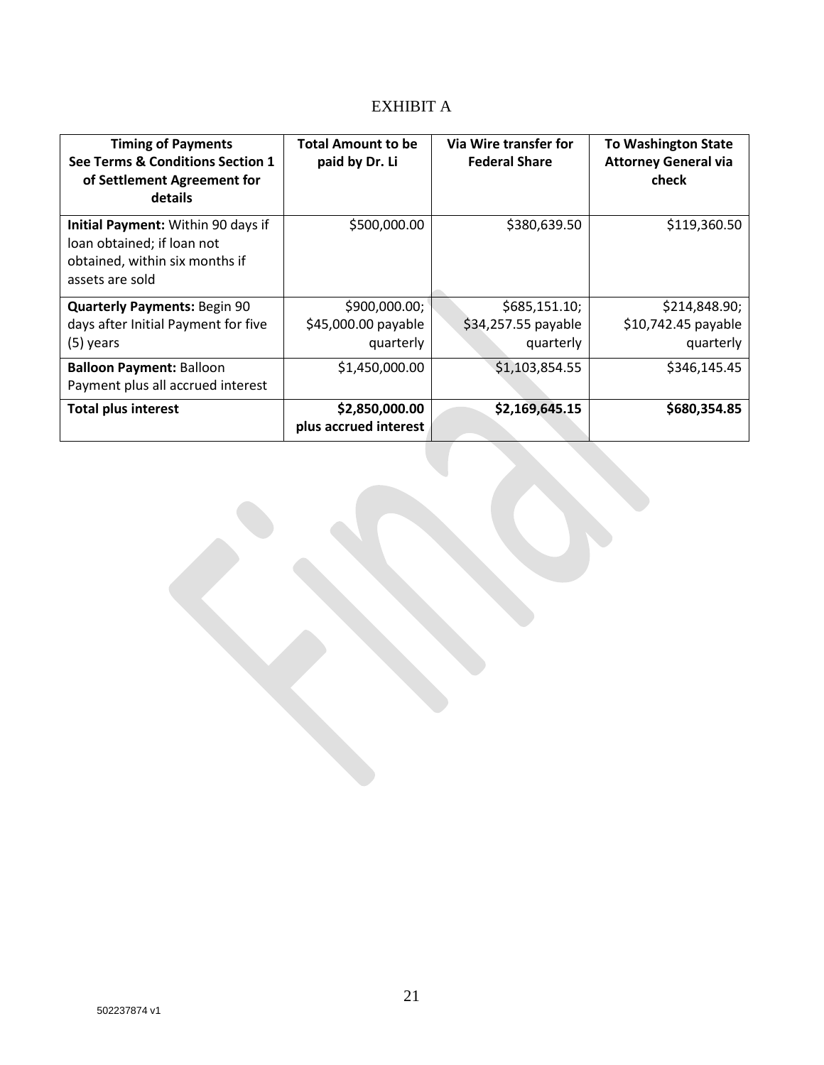# EXHIBIT A

| **Timing of Payments**<br>**See Terms & Conditions Section 1 of Settlement Agreement for details** | **Total Amount to be paid by Dr. Li** | **Via Wire transfer for Federal Share** | **To Washington State Attorney General via check** |
|---|---|---|---|
| **Initial Payment:** Within 90 days if loan obtained; if loan not obtained, within six months if assets are sold | $500,000.00 | $380,639.50 | $119,360.50 |
| **Quarterly Payments:** Begin 90 days after Initial Payment for five (5) years | $900,000.00; $45,000.00 payable quarterly | $685,151.10; $34,257.55 payable quarterly | $214,848.90; $10,742.45 payable quarterly |
| **Balloon Payment:** Balloon Payment plus all accrued interest | $1,450,000.00 | $1,103,854.55 | $346,145.45 |
| **Total plus interest** | **$2,850,000.00 plus accrued interest** | **$2,169,645.15** | **$680,354.85** |